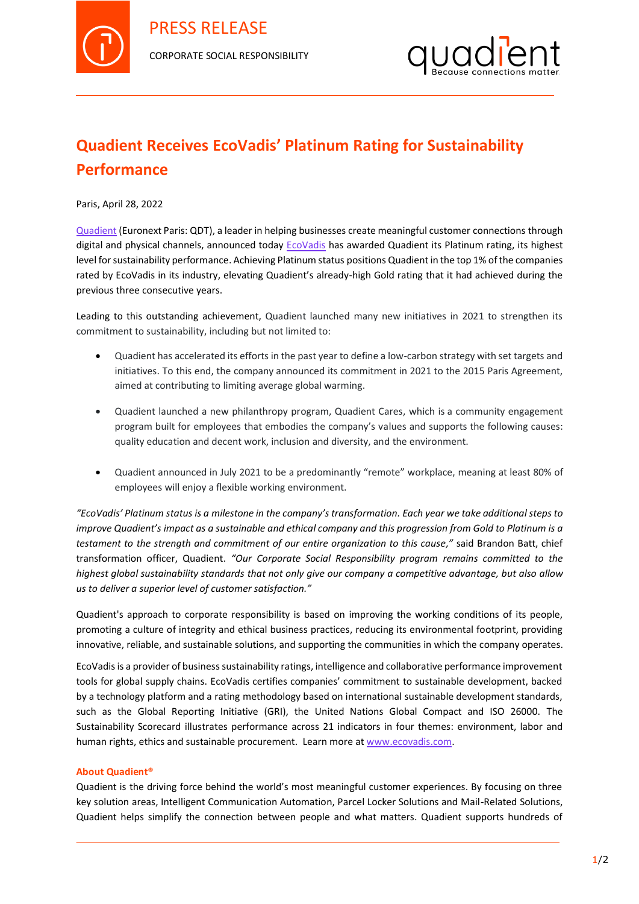PRESS RELEASE

CORPORATE SOCIAL RESPONSIBILITY

# Quadient Receives EcoVadis' Platinum Rating for Sustainability Performance

Paris, April 28, 2022

Quadient (Euronext Paris: QDT), a leader in helping businesses create meaningful customer connections through digital and physical channels, announced today EcoVadis has awarded Quadient its Platinum rating, its highest level for sustainability performance. Achieving Platinum status positions Quadient in the top 1% of the companies rated by EcoVadis in its industry, elevating Quadient's already-high Gold rating that it had achieved during the previous three consecutive years.

Leading to this outstanding achievement, Quadient launched many new initiatives in 2021 to strengthen its commitment to sustainability, including but not limited to:

- Quadient has accelerated its efforts in the past year to define a low-carbon strategy with set targets and initiatives. To this end, the company announced its commitment in 2021 to the 2015 Paris Agreement, aimed at contributing to limiting average global warming.
- Quadient launched a new philanthropy program, Quadient Cares, which is a community engagement program built for employees that embodies the company's values and supports the following causes: quality education and decent work, inclusion and diversity, and the environment.
- Quadient announced in July 2021 to be a predominantly "remote" workplace, meaning at least 80% of employees will enjoy a flexible working environment.

*"EcoVadis' Platinum status is a milestone in the company's transformation. Each year we take additional steps to improve Quadient's impact as a sustainable and ethical company and this progression from Gold to Platinum is a testament to the strength and commitment of our entire organization to this cause,"* said Brandon Batt, chief transformation officer, Quadient. *"Our Corporate Social Responsibility program remains committed to the highest global sustainability standards that not only give our company a competitive advantage, but also allow us to deliver a superior level of customer satisfaction."*

Quadient's approach to corporate responsibility is based on improving the working conditions of its people, promoting a culture of integrity and ethical business practices, reducing its environmental footprint, providing innovative, reliable, and sustainable solutions, and supporting the communities in which the company operates.

EcoVadis is a provider of business sustainability ratings, intelligence and collaborative performance improvement tools for global supply chains. EcoVadis certifies companies' commitment to sustainable development, backed by a technology platform and a rating methodology based on international sustainable development standards, such as the Global Reporting Initiative (GRI), the United Nations Global Compact and ISO 26000. The Sustainability Scorecard illustrates performance across 21 indicators in four themes: environment, labor and human rights, ethics and sustainable procurement. Learn more at www.ecovadis.com.

### About Quadient®

Quadient is the driving force behind the world's most meaningful customer experiences. By focusing on three key solution areas, Intelligent Communication Automation, Parcel Locker Solutions and Mail-Related Solutions, Quadient helps simplify the connection between people and what matters. Quadient supports hundreds of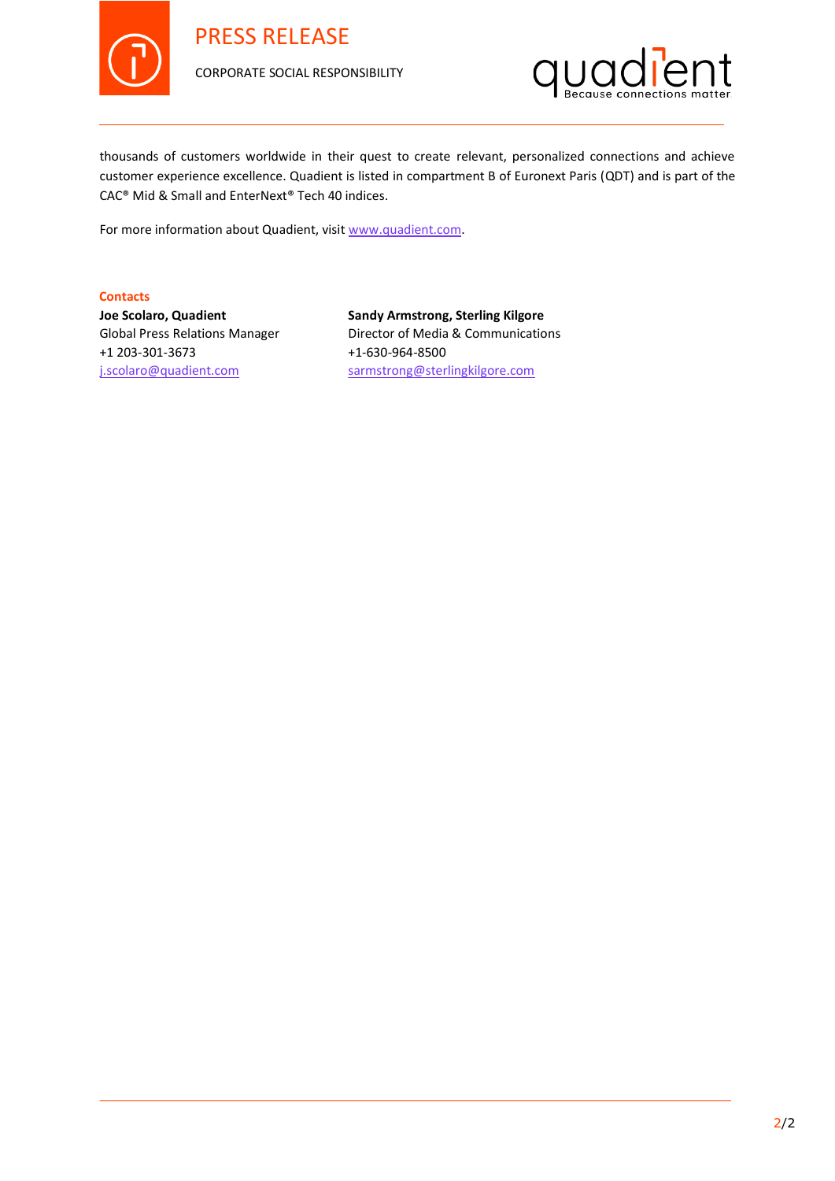thousands of customers worldwide in their quest to create relevant, personalized connections and achieve customer experience excellence. Quadient is listed in compartment B of Euronext Paris (QDT) and is part of the CAC® Mid & Small and EnterNext® Tech 40 indices.

For more information about Quadient, visit www.quadient.com.

**Contacts**

**Joe Scolaro, Quadient**
Global Press Relations Manager
+1 203-301-3673
j.scolaro@quadient.com

**Sandy Armstrong, Sterling Kilgore**
Director of Media & Communications
+1-630-964-8500
sarmstrong@sterlingkilgore.com